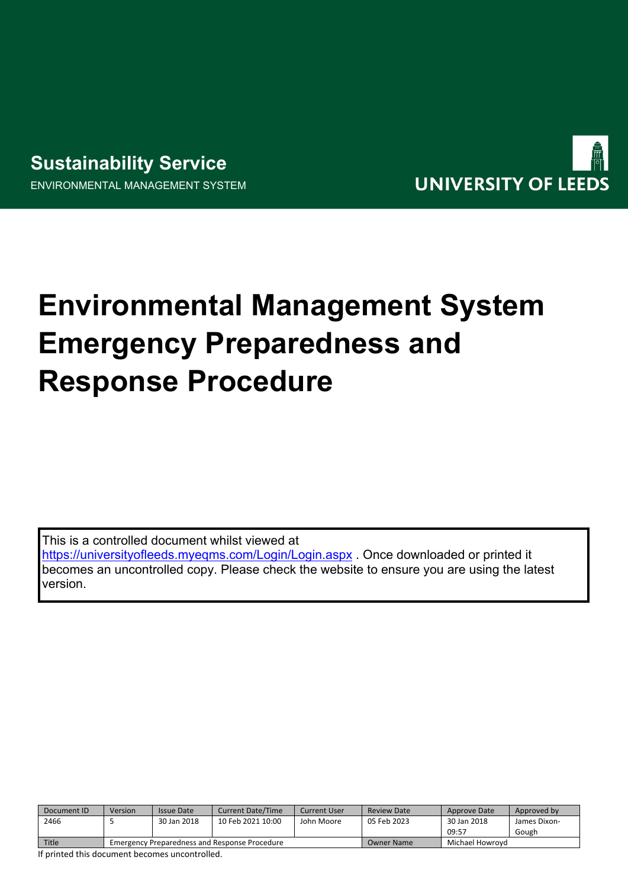Sustainability Service

ENVIRONMENTAL MANAGEMENT SYSTEM

UNIVERSITY OF LEEDS

# Environmental Management System Emergency Preparedness and Response Procedure

This is a controlled document whilst viewed at https://universityofleeds.myeqms.com/Login/Login.aspx . Once downloaded or printed it becomes an uncontrolled copy. Please check the website to ensure you are using the latest version.

| Document ID | Version | Issue Date | Current Date/Time | Current User | Review Date | Approve Date | Approved by |
|---|---|---|---|---|---|---|---|
| 2466 | 5 | 30 Jan 2018 | 10 Feb 2021 10:00 | John Moore | 05 Feb 2023 | 30 Jan 2018 09:57 | James Dixon-Gough |
| Title | Emergency Preparedness and Response Procedure | | | | Owner Name | Michael Howroyd | |

If printed this document becomes uncontrolled.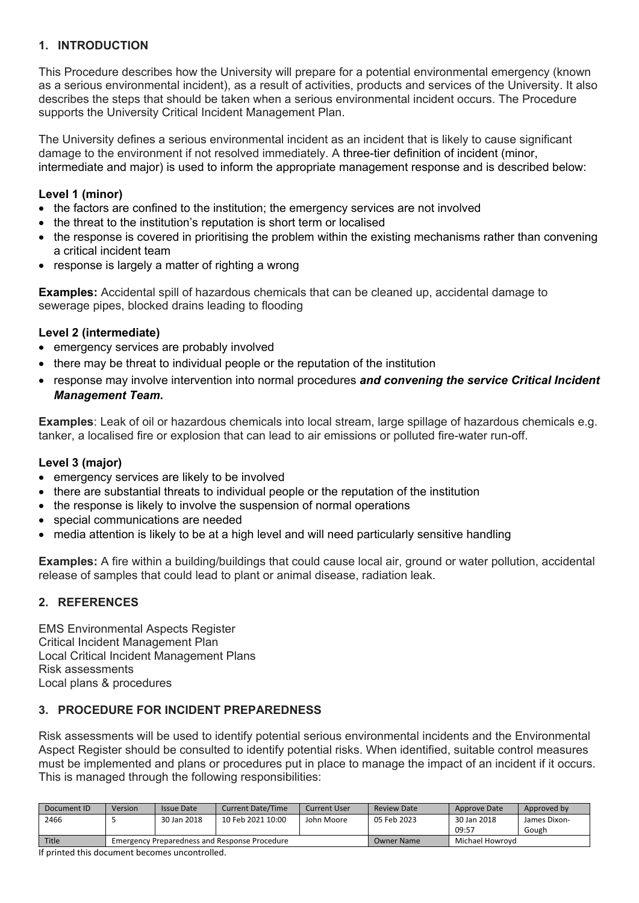## 1. INTRODUCTION

This Procedure describes how the University will prepare for a potential environmental emergency (known as a serious environmental incident), as a result of activities, products and services of the University. It also describes the steps that should be taken when a serious environmental incident occurs. The Procedure supports the University Critical Incident Management Plan.

The University defines a serious environmental incident as an incident that is likely to cause significant damage to the environment if not resolved immediately. A three-tier definition of incident (minor, intermediate and major) is used to inform the appropriate management response and is described below:

### Level 1 (minor)

- the factors are confined to the institution; the emergency services are not involved
- the threat to the institution's reputation is short term or localised
- the response is covered in prioritising the problem within the existing mechanisms rather than convening a critical incident team
- response is largely a matter of righting a wrong

**Examples:** Accidental spill of hazardous chemicals that can be cleaned up, accidental damage to sewerage pipes, blocked drains leading to flooding

### Level 2 (intermediate)

- emergency services are probably involved
- there may be threat to individual people or the reputation of the institution
- response may involve intervention into normal procedures ***and convening the service Critical Incident Management Team.***

**Examples**: Leak of oil or hazardous chemicals into local stream, large spillage of hazardous chemicals e.g. tanker, a localised fire or explosion that can lead to air emissions or polluted fire-water run-off.

### Level 3 (major)

- emergency services are likely to be involved
- there are substantial threats to individual people or the reputation of the institution
- the response is likely to involve the suspension of normal operations
- special communications are needed
- media attention is likely to be at a high level and will need particularly sensitive handling

**Examples:** A fire within a building/buildings that could cause local air, ground or water pollution, accidental release of samples that could lead to plant or animal disease, radiation leak.

## 2. REFERENCES

EMS Environmental Aspects Register
Critical Incident Management Plan
Local Critical Incident Management Plans
Risk assessments
Local plans & procedures

## 3. PROCEDURE FOR INCIDENT PREPAREDNESS

Risk assessments will be used to identify potential serious environmental incidents and the Environmental Aspect Register should be consulted to identify potential risks. When identified, suitable control measures must be implemented and plans or procedures put in place to manage the impact of an incident if it occurs. This is managed through the following responsibilities: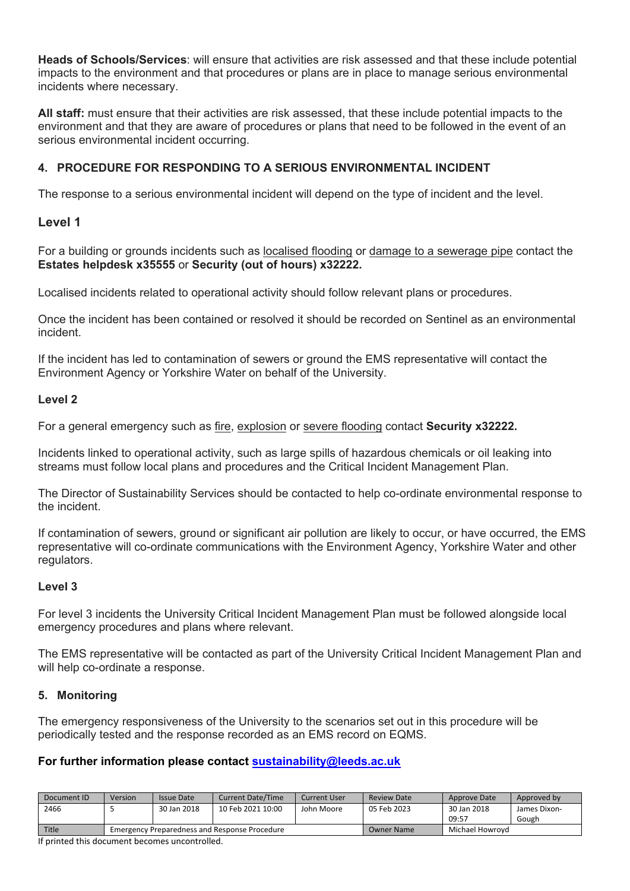**Heads of Schools/Services**: will ensure that activities are risk assessed and that these include potential impacts to the environment and that procedures or plans are in place to manage serious environmental incidents where necessary.

**All staff:** must ensure that their activities are risk assessed, that these include potential impacts to the environment and that they are aware of procedures or plans that need to be followed in the event of an serious environmental incident occurring.

## 4. PROCEDURE FOR RESPONDING TO A SERIOUS ENVIRONMENTAL INCIDENT

The response to a serious environmental incident will depend on the type of incident and the level.

### Level 1

For a building or grounds incidents such as localised flooding or damage to a sewerage pipe contact the **Estates helpdesk x35555** or **Security (out of hours) x32222.**

Localised incidents related to operational activity should follow relevant plans or procedures.

Once the incident has been contained or resolved it should be recorded on Sentinel as an environmental incident.

If the incident has led to contamination of sewers or ground the EMS representative will contact the Environment Agency or Yorkshire Water on behalf of the University.

### Level 2

For a general emergency such as fire, explosion or severe flooding contact **Security x32222.**

Incidents linked to operational activity, such as large spills of hazardous chemicals or oil leaking into streams must follow local plans and procedures and the Critical Incident Management Plan.

The Director of Sustainability Services should be contacted to help co-ordinate environmental response to the incident.

If contamination of sewers, ground or significant air pollution are likely to occur, or have occurred, the EMS representative will co-ordinate communications with the Environment Agency, Yorkshire Water and other regulators.

### Level 3

For level 3 incidents the University Critical Incident Management Plan must be followed alongside local emergency procedures and plans where relevant.

The EMS representative will be contacted as part of the University Critical Incident Management Plan and will help co-ordinate a response.

## 5. Monitoring

The emergency responsiveness of the University to the scenarios set out in this procedure will be periodically tested and the response recorded as an EMS record on EQMS.

**For further information please contact sustainability@leeds.ac.uk**

| Document ID | Version | Issue Date | Current Date/Time | Current User | Review Date | Approve Date | Approved by |
|---|---|---|---|---|---|---|---|
| 2466 | 5 | 30 Jan 2018 | 10 Feb 2021 10:00 | John Moore | 05 Feb 2023 | 30 Jan 2018 09:57 | James Dixon-Gough |
| Title | Emergency Preparedness and Response Procedure | | | | Owner Name | Michael Howroyd | |

If printed this document becomes uncontrolled.